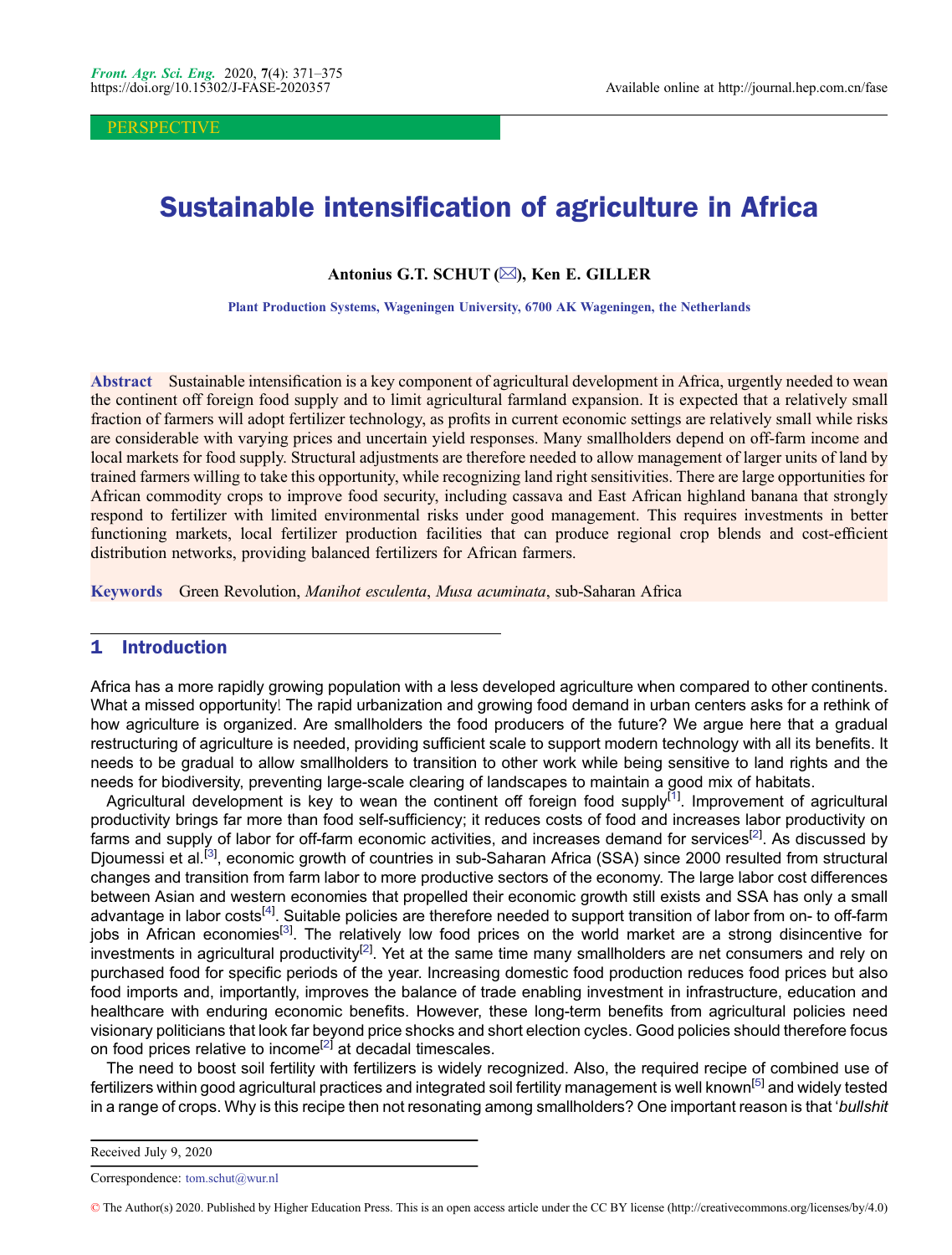PERSPECTIVE

# Sustainable intensification of agriculture in Africa

**Antonius G.T. SCHUT (✉), Ken E. GILLER**

Plant Production Systems, Wageningen University, 6700 AK Wageningen, the Netherlands

**Abstract** Sustainable intensification is a key component of agricultural development in Africa, urgently needed to wean the continent off foreign food supply and to limit agricultural farmland expansion. It is expected that a relatively small fraction of farmers will adopt fertilizer technology, as profits in current economic settings are relatively small while risks are considerable with varying prices and uncertain yield responses. Many smallholders depend on off-farm income and local markets for food supply. Structural adjustments are therefore needed to allow management of larger units of land by trained farmers willing to take this opportunity, while recognizing land right sensitivities. There are large opportunities for African commodity crops to improve food security, including cassava and East African highland banana that strongly respond to fertilizer with limited environmental risks under good management. This requires investments in better functioning markets, local fertilizer production facilities that can produce regional crop blends and cost-efficient distribution networks, providing balanced fertilizers for African farmers.

**Keywords** Green Revolution, *Manihot esculenta*, *Musa acuminata*, sub-Saharan Africa

## 1 Introduction

Africa has a more rapidly growing population with a less developed agriculture when compared to other continents. What a missed opportunity! The rapid urbanization and growing food demand in urban centers asks for a rethink of how agriculture is organized. Are smallholders the food producers of the future? We argue here that a gradual restructuring of agriculture is needed, providing sufficient scale to support modern technology with all its benefits. It needs to be gradual to allow smallholders to transition to other work while being sensitive to land rights and the needs for biodiversity, preventing large-scale clearing of landscapes to maintain a good mix of habitats.

Agricultural development is key to wean the continent off foreign food supply[1]. Improvement of agricultural productivity brings far more than food self-sufficiency; it reduces costs of food and increases labor productivity on farms and supply of labor for off-farm economic activities, and increases demand for services[2]. As discussed by Djoumessi et al.[3], economic growth of countries in sub-Saharan Africa (SSA) since 2000 resulted from structural changes and transition from farm labor to more productive sectors of the economy. The large labor cost differences between Asian and western economies that propelled their economic growth still exists and SSA has only a small advantage in labor costs[4]. Suitable policies are therefore needed to support transition of labor from on- to off-farm jobs in African economies[3]. The relatively low food prices on the world market are a strong disincentive for investments in agricultural productivity[2]. Yet at the same time many smallholders are net consumers and rely on purchased food for specific periods of the year. Increasing domestic food production reduces food prices but also food imports and, importantly, improves the balance of trade enabling investment in infrastructure, education and healthcare with enduring economic benefits. However, these long-term benefits from agricultural policies need visionary politicians that look far beyond price shocks and short election cycles. Good policies should therefore focus on food prices relative to income[2] at decadal timescales.

The need to boost soil fertility with fertilizers is widely recognized. Also, the required recipe of combined use of fertilizers within good agricultural practices and integrated soil fertility management is well known[5] and widely tested in a range of crops. Why is this recipe then not resonating among smallholders? One important reason is that '*bullshit*

Received July 9, 2020

Correspondence: tom.schut@wur.nl

© The Author(s) 2020. Published by Higher Education Press. This is an open access article under the CC BY license (http://creativecommons.org/licenses/by/4.0)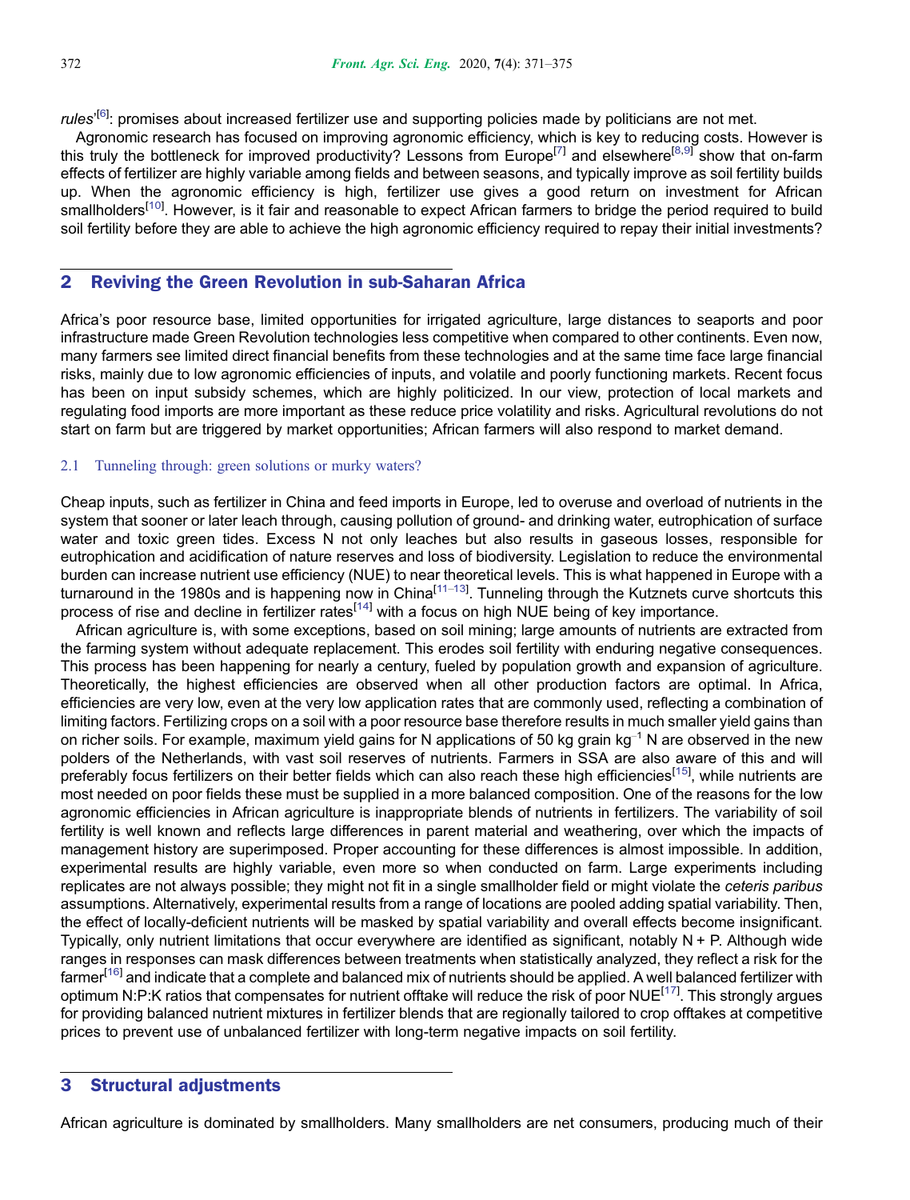*rules*'[6]: promises about increased fertilizer use and supporting policies made by politicians are not met.

Agronomic research has focused on improving agronomic efficiency, which is key to reducing costs. However is this truly the bottleneck for improved productivity? Lessons from Europe[7] and elsewhere[8,9] show that on-farm effects of fertilizer are highly variable among fields and between seasons, and typically improve as soil fertility builds up. When the agronomic efficiency is high, fertilizer use gives a good return on investment for African smallholders[10]. However, is it fair and reasonable to expect African farmers to bridge the period required to build soil fertility before they are able to achieve the high agronomic efficiency required to repay their initial investments?

## 2 Reviving the Green Revolution in sub-Saharan Africa

Africa's poor resource base, limited opportunities for irrigated agriculture, large distances to seaports and poor infrastructure made Green Revolution technologies less competitive when compared to other continents. Even now, many farmers see limited direct financial benefits from these technologies and at the same time face large financial risks, mainly due to low agronomic efficiencies of inputs, and volatile and poorly functioning markets. Recent focus has been on input subsidy schemes, which are highly politicized. In our view, protection of local markets and regulating food imports are more important as these reduce price volatility and risks. Agricultural revolutions do not start on farm but are triggered by market opportunities; African farmers will also respond to market demand.

### 2.1 Tunneling through: green solutions or murky waters?

Cheap inputs, such as fertilizer in China and feed imports in Europe, led to overuse and overload of nutrients in the system that sooner or later leach through, causing pollution of ground- and drinking water, eutrophication of surface water and toxic green tides. Excess N not only leaches but also results in gaseous losses, responsible for eutrophication and acidification of nature reserves and loss of biodiversity. Legislation to reduce the environmental burden can increase nutrient use efficiency (NUE) to near theoretical levels. This is what happened in Europe with a turnaround in the 1980s and is happening now in China[11–13]. Tunneling through the Kutznets curve shortcuts this process of rise and decline in fertilizer rates[14] with a focus on high NUE being of key importance.

African agriculture is, with some exceptions, based on soil mining; large amounts of nutrients are extracted from the farming system without adequate replacement. This erodes soil fertility with enduring negative consequences. This process has been happening for nearly a century, fueled by population growth and expansion of agriculture. Theoretically, the highest efficiencies are observed when all other production factors are optimal. In Africa, efficiencies are very low, even at the very low application rates that are commonly used, reflecting a combination of limiting factors. Fertilizing crops on a soil with a poor resource base therefore results in much smaller yield gains than on richer soils. For example, maximum yield gains for N applications of 50 kg grain $kg^{-1}$ N are observed in the new polders of the Netherlands, with vast soil reserves of nutrients. Farmers in SSA are also aware of this and will preferably focus fertilizers on their better fields which can also reach these high efficiencies[15], while nutrients are most needed on poor fields these must be supplied in a more balanced composition. One of the reasons for the low agronomic efficiencies in African agriculture is inappropriate blends of nutrients in fertilizers. The variability of soil fertility is well known and reflects large differences in parent material and weathering, over which the impacts of management history are superimposed. Proper accounting for these differences is almost impossible. In addition, experimental results are highly variable, even more so when conducted on farm. Large experiments including replicates are not always possible; they might not fit in a single smallholder field or might violate the *ceteris paribus* assumptions. Alternatively, experimental results from a range of locations are pooled adding spatial variability. Then, the effect of locally-deficient nutrients will be masked by spatial variability and overall effects become insignificant. Typically, only nutrient limitations that occur everywhere are identified as significant, notably N + P. Although wide ranges in responses can mask differences between treatments when statistically analyzed, they reflect a risk for the farmer[16] and indicate that a complete and balanced mix of nutrients should be applied. A well balanced fertilizer with optimum N:P:K ratios that compensates for nutrient offtake will reduce the risk of poor NUE[17]. This strongly argues for providing balanced nutrient mixtures in fertilizer blends that are regionally tailored to crop offtakes at competitive prices to prevent use of unbalanced fertilizer with long-term negative impacts on soil fertility.

## 3 Structural adjustments

African agriculture is dominated by smallholders. Many smallholders are net consumers, producing much of their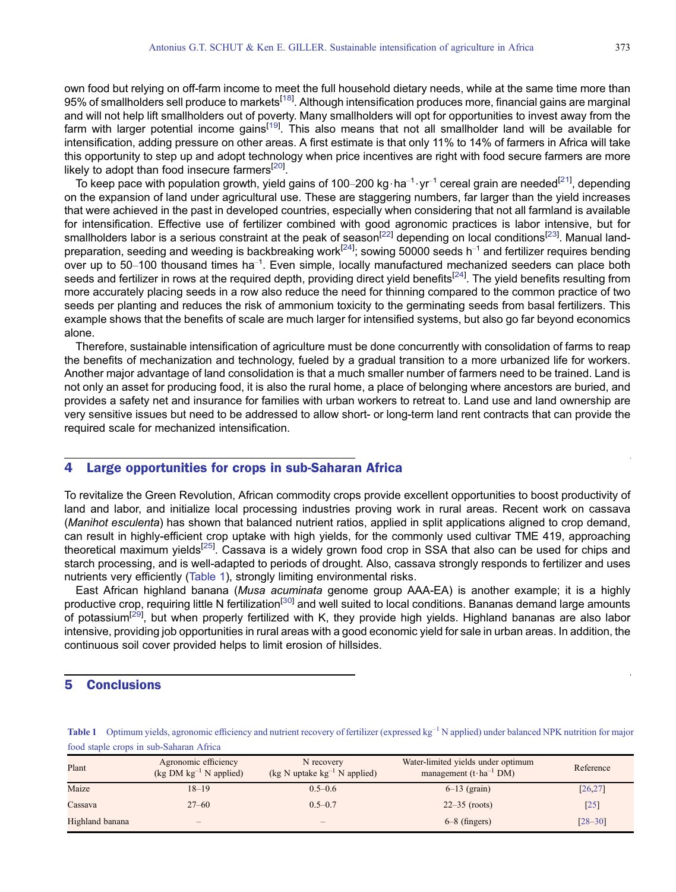own food but relying on off-farm income to meet the full household dietary needs, while at the same time more than 95% of smallholders sell produce to markets[18]. Although intensification produces more, financial gains are marginal and will not help lift smallholders out of poverty. Many smallholders will opt for opportunities to invest away from the farm with larger potential income gains[19]. This also means that not all smallholder land will be available for intensification, adding pressure on other areas. A first estimate is that only 11% to 14% of farmers in Africa will take this opportunity to step up and adopt technology when price incentives are right with food secure farmers are more likely to adopt than food insecure farmers[20].

To keep pace with population growth, yield gains of 100–200 $kg \cdot ha^{-1} \cdot yr^{-1}$ cereal grain are needed[21], depending on the expansion of land under agricultural use. These are staggering numbers, far larger than the yield increases that were achieved in the past in developed countries, especially when considering that not all farmland is available for intensification. Effective use of fertilizer combined with good agronomic practices is labor intensive, but for smallholders labor is a serious constraint at the peak of season[22] depending on local conditions[23]. Manual land-preparation, seeding and weeding is backbreaking work[24]; sowing 50000 seeds $h^{-1}$ and fertilizer requires bending over up to 50–100 thousand times $ha^{-1}$. Even simple, locally manufactured mechanized seeders can place both seeds and fertilizer in rows at the required depth, providing direct yield benefits[24]. The yield benefits resulting from more accurately placing seeds in a row also reduce the need for thinning compared to the common practice of two seeds per planting and reduces the risk of ammonium toxicity to the germinating seeds from basal fertilizers. This example shows that the benefits of scale are much larger for intensified systems, but also go far beyond economics alone.

Therefore, sustainable intensification of agriculture must be done concurrently with consolidation of farms to reap the benefits of mechanization and technology, fueled by a gradual transition to a more urbanized life for workers. Another major advantage of land consolidation is that a much smaller number of farmers need to be trained. Land is not only an asset for producing food, it is also the rural home, a place of belonging where ancestors are buried, and provides a safety net and insurance for families with urban workers to retreat to. Land use and land ownership are very sensitive issues but need to be addressed to allow short- or long-term land rent contracts that can provide the required scale for mechanized intensification.

## 4 Large opportunities for crops in sub-Saharan Africa

To revitalize the Green Revolution, African commodity crops provide excellent opportunities to boost productivity of land and labor, and initialize local processing industries proving work in rural areas. Recent work on cassava (*Manihot esculenta*) has shown that balanced nutrient ratios, applied in split applications aligned to crop demand, can result in highly-efficient crop uptake with high yields, for the commonly used cultivar TME 419, approaching theoretical maximum yields[25]. Cassava is a widely grown food crop in SSA that also can be used for chips and starch processing, and is well-adapted to periods of drought. Also, cassava strongly responds to fertilizer and uses nutrients very efficiently (Table 1), strongly limiting environmental risks.

East African highland banana (*Musa acuminata* genome group AAA-EA) is another example; it is a highly productive crop, requiring little N fertilization[30] and well suited to local conditions. Bananas demand large amounts of potassium[29], but when properly fertilized with K, they provide high yields. Highland bananas are also labor intensive, providing job opportunities in rural areas with a good economic yield for sale in urban areas. In addition, the continuous soil cover provided helps to limit erosion of hillsides.

## 5 Conclusions

**Table 1** Optimum yields, agronomic efficiency and nutrient recovery of fertilizer (expressed $kg^{-1}$ N applied) under balanced NPK nutrition for major food staple crops in sub-Saharan Africa

| Plant | Agronomic efficiency (kg DM $kg^{-1}$ N applied) | N recovery (kg N uptake $kg^{-1}$ N applied) | Water-limited yields under optimum management ($t \cdot ha^{-1}$ DM) | Reference |
|---|---|---|---|---|
| Maize | 18–19 | 0.5–0.6 | 6–13 (grain) | [26,27] |
| Cassava | 27–60 | 0.5–0.7 | 22–35 (roots) | [25] |
| Highland banana | – | – | 6–8 (fingers) | [28–30] |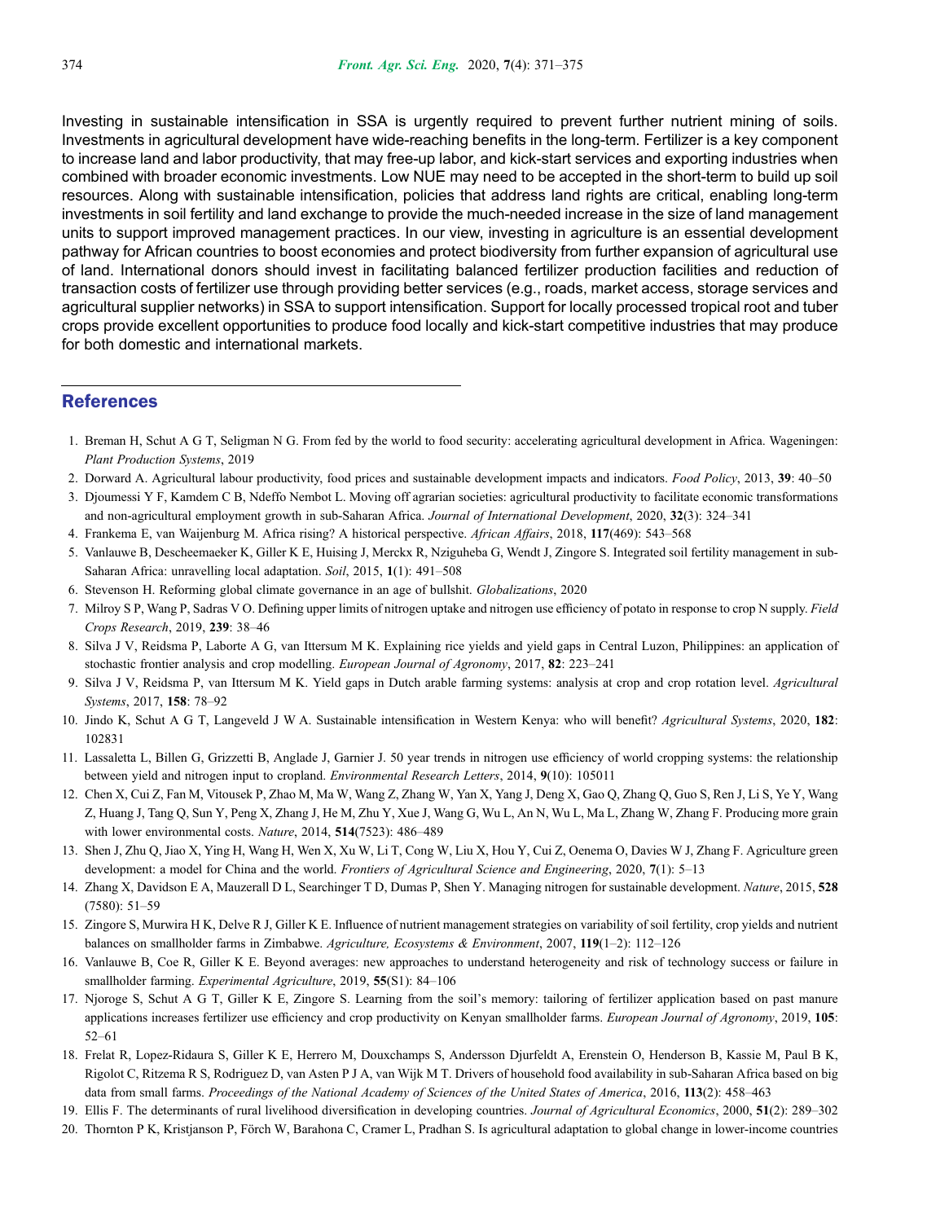Investing in sustainable intensification in SSA is urgently required to prevent further nutrient mining of soils. Investments in agricultural development have wide-reaching benefits in the long-term. Fertilizer is a key component to increase land and labor productivity, that may free-up labor, and kick-start services and exporting industries when combined with broader economic investments. Low NUE may need to be accepted in the short-term to build up soil resources. Along with sustainable intensification, policies that address land rights are critical, enabling long-term investments in soil fertility and land exchange to provide the much-needed increase in the size of land management units to support improved management practices. In our view, investing in agriculture is an essential development pathway for African countries to boost economies and protect biodiversity from further expansion of agricultural use of land. International donors should invest in facilitating balanced fertilizer production facilities and reduction of transaction costs of fertilizer use through providing better services (e.g., roads, market access, storage services and agricultural supplier networks) in SSA to support intensification. Support for locally processed tropical root and tuber crops provide excellent opportunities to produce food locally and kick-start competitive industries that may produce for both domestic and international markets.

## References

1. Breman H, Schut A G T, Seligman N G. From fed by the world to food security: accelerating agricultural development in Africa. Wageningen: *Plant Production Systems*, 2019
2. Dorward A. Agricultural labour productivity, food prices and sustainable development impacts and indicators. *Food Policy*, 2013, **39**: 40–50
3. Djoumessi Y F, Kamdem C B, Ndeffo Nembot L. Moving off agrarian societies: agricultural productivity to facilitate economic transformations and non-agricultural employment growth in sub-Saharan Africa. *Journal of International Development*, 2020, **32**(3): 324–341
4. Frankema E, van Waijenburg M. Africa rising? A historical perspective. *African Affairs*, 2018, **117**(469): 543–568
5. Vanlauwe B, Descheemaeker K, Giller K E, Huising J, Merckx R, Nziguheba G, Wendt J, Zingore S. Integrated soil fertility management in sub-Saharan Africa: unravelling local adaptation. *Soil*, 2015, **1**(1): 491–508
6. Stevenson H. Reforming global climate governance in an age of bullshit. *Globalizations*, 2020
7. Milroy S P, Wang P, Sadras V O. Defining upper limits of nitrogen uptake and nitrogen use efficiency of potato in response to crop N supply. *Field Crops Research*, 2019, **239**: 38–46
8. Silva J V, Reidsma P, Laborte A G, van Ittersum M K. Explaining rice yields and yield gaps in Central Luzon, Philippines: an application of stochastic frontier analysis and crop modelling. *European Journal of Agronomy*, 2017, **82**: 223–241
9. Silva J V, Reidsma P, van Ittersum M K. Yield gaps in Dutch arable farming systems: analysis at crop and crop rotation level. *Agricultural Systems*, 2017, **158**: 78–92
10. Jindo K, Schut A G T, Langeveld J W A. Sustainable intensification in Western Kenya: who will benefit? *Agricultural Systems*, 2020, **182**: 102831
11. Lassaletta L, Billen G, Grizzetti B, Anglade J, Garnier J. 50 year trends in nitrogen use efficiency of world cropping systems: the relationship between yield and nitrogen input to cropland. *Environmental Research Letters*, 2014, **9**(10): 105011
12. Chen X, Cui Z, Fan M, Vitousek P, Zhao M, Ma W, Wang Z, Zhang W, Yan X, Yang J, Deng X, Gao Q, Zhang Q, Guo S, Ren J, Li S, Ye Y, Wang Z, Huang J, Tang Q, Sun Y, Peng X, Zhang J, He M, Zhu Y, Xue J, Wang G, Wu L, An N, Wu L, Ma L, Zhang W, Zhang F. Producing more grain with lower environmental costs. *Nature*, 2014, **514**(7523): 486–489
13. Shen J, Zhu Q, Jiao X, Ying H, Wang H, Wen X, Xu W, Li T, Cong W, Liu X, Hou Y, Cui Z, Oenema O, Davies W J, Zhang F. Agriculture green development: a model for China and the world. *Frontiers of Agricultural Science and Engineering*, 2020, **7**(1): 5–13
14. Zhang X, Davidson E A, Mauzerall D L, Searchinger T D, Dumas P, Shen Y. Managing nitrogen for sustainable development. *Nature*, 2015, **528**(7580): 51–59
15. Zingore S, Murwira H K, Delve R J, Giller K E. Influence of nutrient management strategies on variability of soil fertility, crop yields and nutrient balances on smallholder farms in Zimbabwe. *Agriculture, Ecosystems & Environment*, 2007, **119**(1–2): 112–126
16. Vanlauwe B, Coe R, Giller K E. Beyond averages: new approaches to understand heterogeneity and risk of technology success or failure in smallholder farming. *Experimental Agriculture*, 2019, **55**(S1): 84–106
17. Njoroge S, Schut A G T, Giller K E, Zingore S. Learning from the soil's memory: tailoring of fertilizer application based on past manure applications increases fertilizer use efficiency and crop productivity on Kenyan smallholder farms. *European Journal of Agronomy*, 2019, **105**: 52–61
18. Frelat R, Lopez-Ridaura S, Giller K E, Herrero M, Douxchamps S, Andersson Djurfeldt A, Erenstein O, Henderson B, Kassie M, Paul B K, Rigolot C, Ritzema R S, Rodriguez D, van Asten P J A, van Wijk M T. Drivers of household food availability in sub-Saharan Africa based on big data from small farms. *Proceedings of the National Academy of Sciences of the United States of America*, 2016, **113**(2): 458–463
19. Ellis F. The determinants of rural livelihood diversification in developing countries. *Journal of Agricultural Economics*, 2000, **51**(2): 289–302
20. Thornton P K, Kristjanson P, Förch W, Barahona C, Cramer L, Pradhan S. Is agricultural adaptation to global change in lower-income countries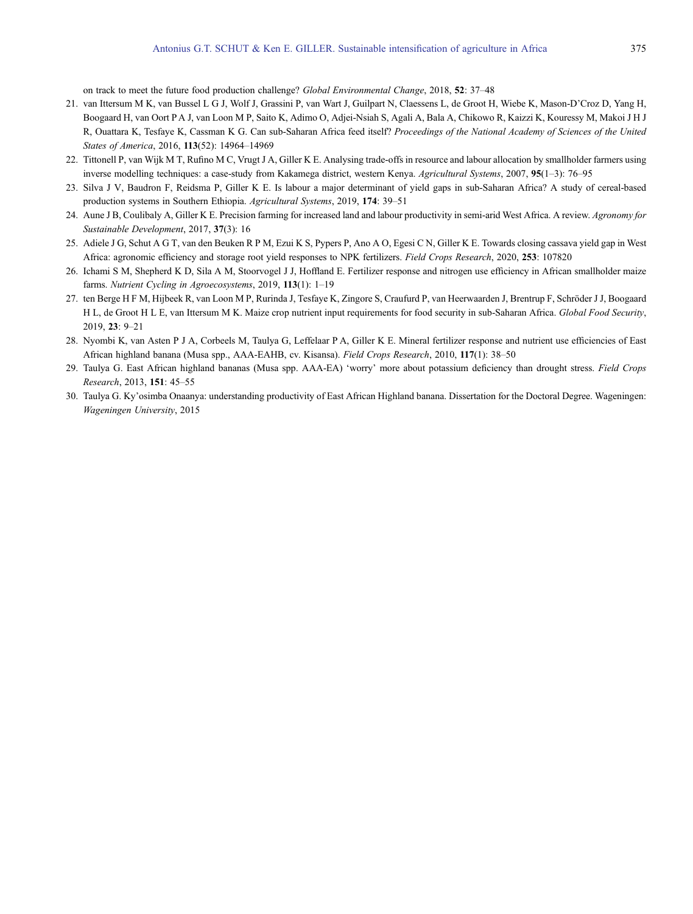on track to meet the future food production challenge? *Global Environmental Change*, 2018, **52**: 37–48

21. van Ittersum M K, van Bussel L G J, Wolf J, Grassini P, van Wart J, Guilpart N, Claessens L, de Groot H, Wiebe K, Mason-D'Croz D, Yang H, Boogaard H, van Oort P A J, van Loon M P, Saito K, Adimo O, Adjei-Nsiah S, Agali A, Bala A, Chikowo R, Kaizzi K, Kouressy M, Makoi J H J R, Ouattara K, Tesfaye K, Cassman K G. Can sub-Saharan Africa feed itself? *Proceedings of the National Academy of Sciences of the United States of America*, 2016, **113**(52): 14964–14969
22. Tittonell P, van Wijk M T, Rufino M C, Vrugt J A, Giller K E. Analysing trade-offs in resource and labour allocation by smallholder farmers using inverse modelling techniques: a case-study from Kakamega district, western Kenya. *Agricultural Systems*, 2007, **95**(1–3): 76–95
23. Silva J V, Baudron F, Reidsma P, Giller K E. Is labour a major determinant of yield gaps in sub-Saharan Africa? A study of cereal-based production systems in Southern Ethiopia. *Agricultural Systems*, 2019, **174**: 39–51
24. Aune J B, Coulibaly A, Giller K E. Precision farming for increased land and labour productivity in semi-arid West Africa. A review. *Agronomy for Sustainable Development*, 2017, **37**(3): 16
25. Adiele J G, Schut A G T, van den Beuken R P M, Ezui K S, Pypers P, Ano A O, Egesi C N, Giller K E. Towards closing cassava yield gap in West Africa: agronomic efficiency and storage root yield responses to NPK fertilizers. *Field Crops Research*, 2020, **253**: 107820
26. Ichami S M, Shepherd K D, Sila A M, Stoorvogel J J, Hoffland E. Fertilizer response and nitrogen use efficiency in African smallholder maize farms. *Nutrient Cycling in Agroecosystems*, 2019, **113**(1): 1–19
27. ten Berge H F M, Hijbeek R, van Loon M P, Rurinda J, Tesfaye K, Zingore S, Craufurd P, van Heerwaarden J, Brentrup F, Schröder J J, Boogaard H L, de Groot H L E, van Ittersum M K. Maize crop nutrient input requirements for food security in sub-Saharan Africa. *Global Food Security*, 2019, **23**: 9–21
28. Nyombi K, van Asten P J A, Corbeels M, Taulya G, Leffelaar P A, Giller K E. Mineral fertilizer response and nutrient use efficiencies of East African highland banana (Musa spp., AAA-EAHB, cv. Kisansa). *Field Crops Research*, 2010, **117**(1): 38–50
29. Taulya G. East African highland bananas (Musa spp. AAA-EA) 'worry' more about potassium deficiency than drought stress. *Field Crops Research*, 2013, **151**: 45–55
30. Taulya G. Ky'osimba Onaanya: understanding productivity of East African Highland banana. Dissertation for the Doctoral Degree. Wageningen: *Wageningen University*, 2015